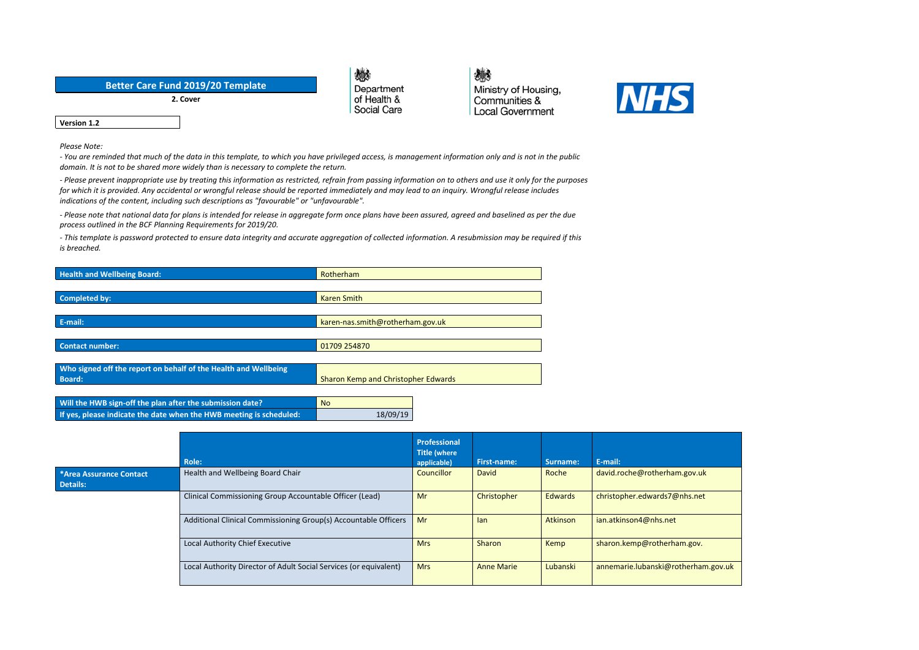# Better Care Fund 2019/20 Template

**2. Cover**

Department of Health & Social Care

Ministry of Housing, Communities & Local Government

NHS

**Version 1.2**

*Please Note:*

*- You are reminded that much of the data in this template, to which you have privileged access, is management information only and is not in the public domain. It is not to be shared more widely than is necessary to complete the return.*

*- Please prevent inappropriate use by treating this information as restricted, refrain from passing information on to others and use it only for the purposes for which it is provided. Any accidental or wrongful release should be reported immediately and may lead to an inquiry. Wrongful release includes indications of the content, including such descriptions as "favourable" or "unfavourable".*

*- Please note that national data for plans is intended for release in aggregate form once plans have been assured, agreed and baselined as per the due process outlined in the BCF Planning Requirements for 2019/20.*

*- This template is password protected to ensure data integrity and accurate aggregation of collected information. A resubmission may be required if this is breached.*

| | |
|---|---|
| **Health and Wellbeing Board:** | Rotherham |
| **Completed by:** | Karen Smith |
| **E-mail:** | karen-nas.smith@rotherham.gov.uk |
| **Contact number:** | 01709 254870 |
| **Who signed off the report on behalf of the Health and Wellbeing Board:** | Sharon Kemp and Christopher Edwards |

| | |
|---|---|
| **Will the HWB sign-off the plan after the submission date?** | No |
| **If yes, please indicate the date when the HWB meeting is scheduled:** | 18/09/19 |

| | Role: | Professional Title (where applicable) | First-name: | Surname: | E-mail: |
|---|---|---|---|---|---|
| ***Area Assurance Contact Details:** | Health and Wellbeing Board Chair | Councillor | David | Roche | david.roche@rotherham.gov.uk |
| | Clinical Commissioning Group Accountable Officer (Lead) | Mr | Christopher | Edwards | christopher.edwards7@nhs.net |
| | Additional Clinical Commissioning Group(s) Accountable Officers | Mr | Ian | Atkinson | ian.atkinson4@nhs.net |
| | Local Authority Chief Executive | Mrs | Sharon | Kemp | sharon.kemp@rotherham.gov. |
| | Local Authority Director of Adult Social Services (or equivalent) | Mrs | Anne Marie | Lubanski | annemarie.lubanski@rotherham.gov.uk |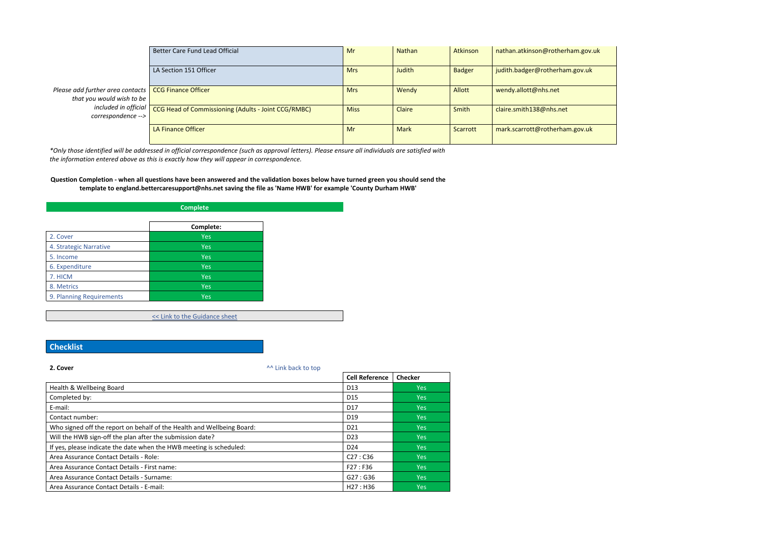| | Role | Title | First name | Surname | E-mail |
|---|---|---|---|---|---|
| | Better Care Fund Lead Official | Mr | Nathan | Atkinson | nathan.atkinson@rotherham.gov.uk |
| | LA Section 151 Officer | Mrs | Judith | Badger | judith.badger@rotherham.gov.uk |
| *Please add further area contacts that you would wish to be included in official correspondence -->* | CCG Finance Officer | Mrs | Wendy | Allott | wendy.allott@nhs.net |
| | CCG Head of Commissioning (Adults - Joint CCG/RMBC) | Miss | Claire | Smith | claire.smith138@nhs.net |
| | LA Finance Officer | Mr | Mark | Scarrott | mark.scarrott@rotherham.gov.uk |

*\*Only those identified will be addressed in official correspondence (such as approval letters). Please ensure all individuals are satisfied with the information entered above as this is exactly how they will appear in correspondence.*

**Question Completion - when all questions have been answered and the validation boxes below have turned green you should send the template to england.bettercaresupport@nhs.net saving the file as 'Name HWB' for example 'County Durham HWB'**

**Complete**

| | Complete: |
|---|---|
| 2. Cover | Yes |
| 4. Strategic Narrative | Yes |
| 5. Income | Yes |
| 6. Expenditure | Yes |
| 7. HICM | Yes |
| 8. Metrics | Yes |
| 9. Planning Requirements | Yes |

<< Link to the Guidance sheet

## Checklist

**2. Cover**

^^ Link back to top

| | Cell Reference | Checker |
|---|---|---|
| Health & Wellbeing Board | D13 | Yes |
| Completed by: | D15 | Yes |
| E-mail: | D17 | Yes |
| Contact number: | D19 | Yes |
| Who signed off the report on behalf of the Health and Wellbeing Board: | D21 | Yes |
| Will the HWB sign-off the plan after the submission date? | D23 | Yes |
| If yes, please indicate the date when the HWB meeting is scheduled: | D24 | Yes |
| Area Assurance Contact Details - Role: | C27 : C36 | Yes |
| Area Assurance Contact Details - First name: | F27 : F36 | Yes |
| Area Assurance Contact Details - Surname: | G27 : G36 | Yes |
| Area Assurance Contact Details - E-mail: | H27 : H36 | Yes |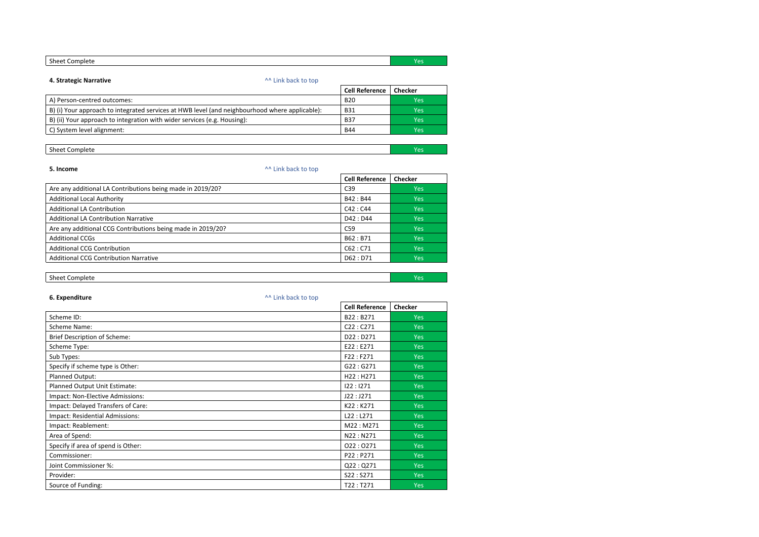| Sheet Complete | | Yes |
|---|---|---|

**4. Strategic Narrative** ^^ Link back to top

| | Cell Reference | Checker |
|---|---|---|
| A) Person-centred outcomes: | B20 | Yes |
| B) (i) Your approach to integrated services at HWB level (and neighbourhood where applicable): | B31 | Yes |
| B) (ii) Your approach to integration with wider services (e.g. Housing): | B37 | Yes |
| C) System level alignment: | B44 | Yes |

| Sheet Complete | | Yes |
|---|---|---|

**5. Income** ^^ Link back to top

| | Cell Reference | Checker |
|---|---|---|
| Are any additional LA Contributions being made in 2019/20? | C39 | Yes |
| Additional Local Authority | B42 : B44 | Yes |
| Additional LA Contribution | C42 : C44 | Yes |
| Additional LA Contribution Narrative | D42 : D44 | Yes |
| Are any additional CCG Contributions being made in 2019/20? | C59 | Yes |
| Additional CCGs | B62 : B71 | Yes |
| Additional CCG Contribution | C62 : C71 | Yes |
| Additional CCG Contribution Narrative | D62 : D71 | Yes |

| Sheet Complete | | Yes |
|---|---|---|

**6. Expenditure** ^^ Link back to top

| | Cell Reference | Checker |
|---|---|---|
| Scheme ID: | B22 : B271 | Yes |
| Scheme Name: | C22 : C271 | Yes |
| Brief Description of Scheme: | D22 : D271 | Yes |
| Scheme Type: | E22 : E271 | Yes |
| Sub Types: | F22 : F271 | Yes |
| Specify if scheme type is Other: | G22 : G271 | Yes |
| Planned Output: | H22 : H271 | Yes |
| Planned Output Unit Estimate: | I22 : I271 | Yes |
| Impact: Non-Elective Admissions: | J22 : J271 | Yes |
| Impact: Delayed Transfers of Care: | K22 : K271 | Yes |
| Impact: Residential Admissions: | L22 : L271 | Yes |
| Impact: Reablement: | M22 : M271 | Yes |
| Area of Spend: | N22 : N271 | Yes |
| Specify if area of spend is Other: | O22 : O271 | Yes |
| Commissioner: | P22 : P271 | Yes |
| Joint Commissioner %: | Q22 : Q271 | Yes |
| Provider: | S22 : S271 | Yes |
| Source of Funding: | T22 : T271 | Yes |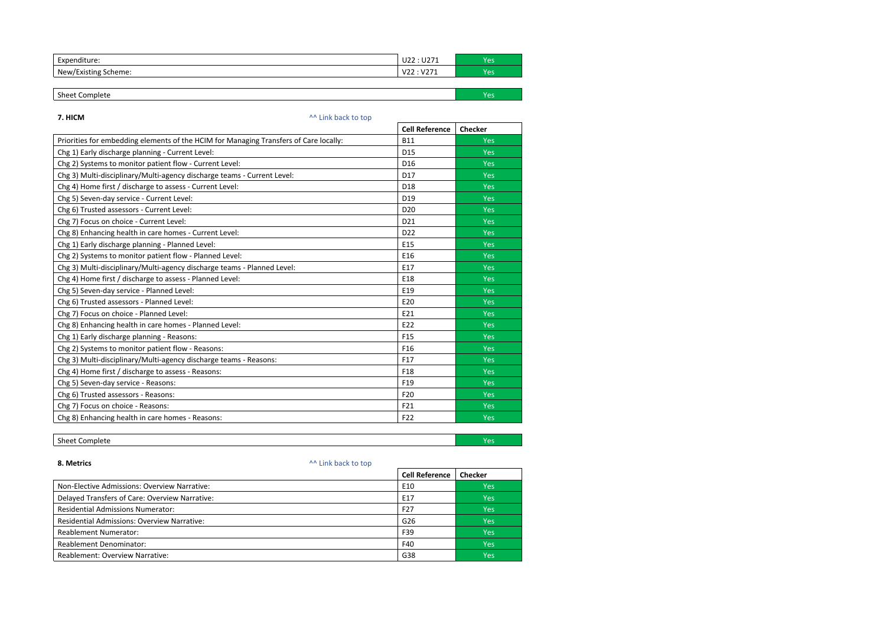| | | |
|---|---|---|
| Expenditure: | U22 : U271 | Yes |
| New/Existing Scheme: | V22 : V271 | Yes |

| | |
|---|---|
| Sheet Complete | Yes |

**7. HICM** ^^ Link back to top

| | Cell Reference | Checker |
|---|---|---|
| Priorities for embedding elements of the HCIM for Managing Transfers of Care locally: | B11 | Yes |
| Chg 1) Early discharge planning - Current Level: | D15 | Yes |
| Chg 2) Systems to monitor patient flow - Current Level: | D16 | Yes |
| Chg 3) Multi-disciplinary/Multi-agency discharge teams - Current Level: | D17 | Yes |
| Chg 4) Home first / discharge to assess - Current Level: | D18 | Yes |
| Chg 5) Seven-day service - Current Level: | D19 | Yes |
| Chg 6) Trusted assessors - Current Level: | D20 | Yes |
| Chg 7) Focus on choice - Current Level: | D21 | Yes |
| Chg 8) Enhancing health in care homes - Current Level: | D22 | Yes |
| Chg 1) Early discharge planning - Planned Level: | E15 | Yes |
| Chg 2) Systems to monitor patient flow - Planned Level: | E16 | Yes |
| Chg 3) Multi-disciplinary/Multi-agency discharge teams - Planned Level: | E17 | Yes |
| Chg 4) Home first / discharge to assess - Planned Level: | E18 | Yes |
| Chg 5) Seven-day service - Planned Level: | E19 | Yes |
| Chg 6) Trusted assessors - Planned Level: | E20 | Yes |
| Chg 7) Focus on choice - Planned Level: | E21 | Yes |
| Chg 8) Enhancing health in care homes - Planned Level: | E22 | Yes |
| Chg 1) Early discharge planning - Reasons: | F15 | Yes |
| Chg 2) Systems to monitor patient flow - Reasons: | F16 | Yes |
| Chg 3) Multi-disciplinary/Multi-agency discharge teams - Reasons: | F17 | Yes |
| Chg 4) Home first / discharge to assess - Reasons: | F18 | Yes |
| Chg 5) Seven-day service - Reasons: | F19 | Yes |
| Chg 6) Trusted assessors - Reasons: | F20 | Yes |
| Chg 7) Focus on choice - Reasons: | F21 | Yes |
| Chg 8) Enhancing health in care homes - Reasons: | F22 | Yes |

| | |
|---|---|
| Sheet Complete | Yes |

**8. Metrics** ^^ Link back to top

| | Cell Reference | Checker |
|---|---|---|
| Non-Elective Admissions: Overview Narrative: | E10 | Yes |
| Delayed Transfers of Care: Overview Narrative: | E17 | Yes |
| Residential Admissions Numerator: | F27 | Yes |
| Residential Admissions: Overview Narrative: | G26 | Yes |
| Reablement Numerator: | F39 | Yes |
| Reablement Denominator: | F40 | Yes |
| Reablement: Overview Narrative: | G38 | Yes |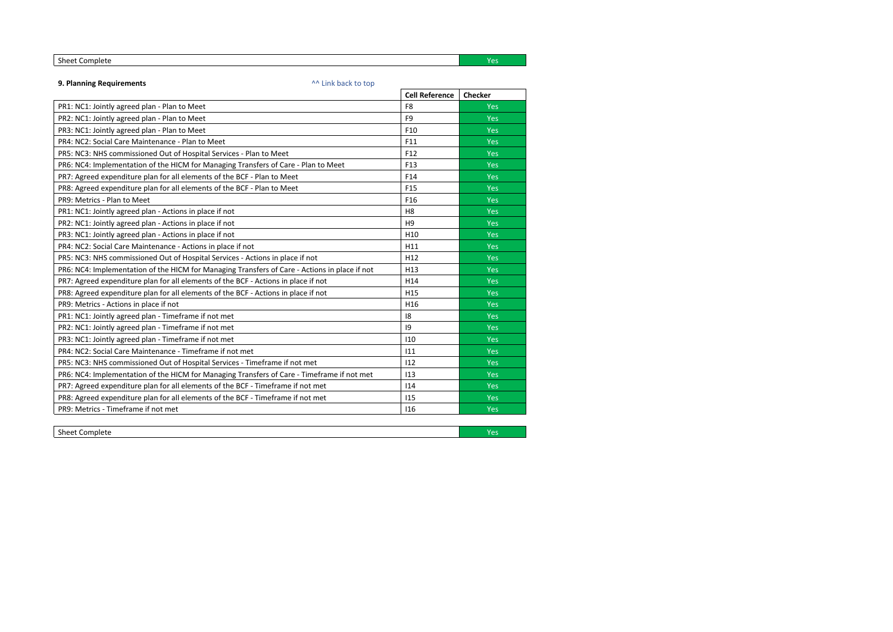| | |
|---|---|
| Sheet Complete | Yes |

**9. Planning Requirements**

^^ Link back to top

| | Cell Reference | Checker |
|---|---|---|
| PR1: NC1: Jointly agreed plan - Plan to Meet | F8 | Yes |
| PR2: NC1: Jointly agreed plan - Plan to Meet | F9 | Yes |
| PR3: NC1: Jointly agreed plan - Plan to Meet | F10 | Yes |
| PR4: NC2: Social Care Maintenance - Plan to Meet | F11 | Yes |
| PR5: NC3: NHS commissioned Out of Hospital Services - Plan to Meet | F12 | Yes |
| PR6: NC4: Implementation of the HICM for Managing Transfers of Care - Plan to Meet | F13 | Yes |
| PR7: Agreed expenditure plan for all elements of the BCF - Plan to Meet | F14 | Yes |
| PR8: Agreed expenditure plan for all elements of the BCF - Plan to Meet | F15 | Yes |
| PR9: Metrics - Plan to Meet | F16 | Yes |
| PR1: NC1: Jointly agreed plan - Actions in place if not | H8 | Yes |
| PR2: NC1: Jointly agreed plan - Actions in place if not | H9 | Yes |
| PR3: NC1: Jointly agreed plan - Actions in place if not | H10 | Yes |
| PR4: NC2: Social Care Maintenance - Actions in place if not | H11 | Yes |
| PR5: NC3: NHS commissioned Out of Hospital Services - Actions in place if not | H12 | Yes |
| PR6: NC4: Implementation of the HICM for Managing Transfers of Care - Actions in place if not | H13 | Yes |
| PR7: Agreed expenditure plan for all elements of the BCF - Actions in place if not | H14 | Yes |
| PR8: Agreed expenditure plan for all elements of the BCF - Actions in place if not | H15 | Yes |
| PR9: Metrics - Actions in place if not | H16 | Yes |
| PR1: NC1: Jointly agreed plan - Timeframe if not met | I8 | Yes |
| PR2: NC1: Jointly agreed plan - Timeframe if not met | I9 | Yes |
| PR3: NC1: Jointly agreed plan - Timeframe if not met | I10 | Yes |
| PR4: NC2: Social Care Maintenance - Timeframe if not met | I11 | Yes |
| PR5: NC3: NHS commissioned Out of Hospital Services - Timeframe if not met | I12 | Yes |
| PR6: NC4: Implementation of the HICM for Managing Transfers of Care - Timeframe if not met | I13 | Yes |
| PR7: Agreed expenditure plan for all elements of the BCF - Timeframe if not met | I14 | Yes |
| PR8: Agreed expenditure plan for all elements of the BCF - Timeframe if not met | I15 | Yes |
| PR9: Metrics - Timeframe if not met | I16 | Yes |

| | |
|---|---|
| Sheet Complete | Yes |